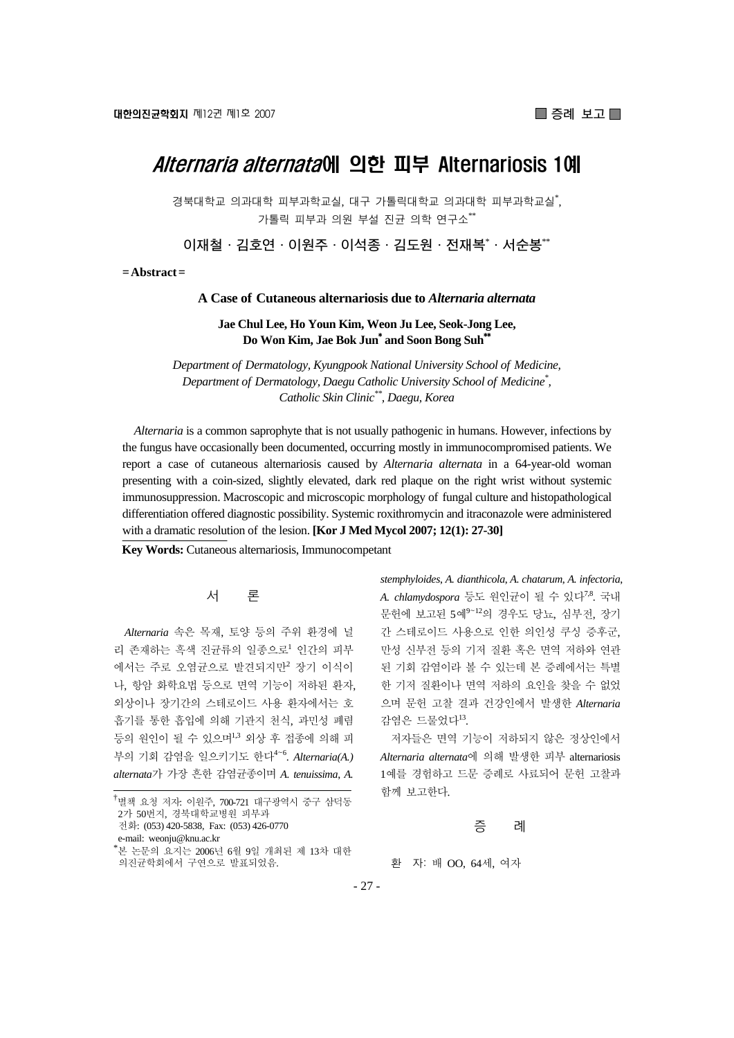# *Alternaria alternata*에 의한 피부 Alternariosis 1예

경북대학교 의과대학 피부과학교실, 대구 가톨릭대학교 의과대학 피부과학교실[*], 가톨릭 피부과 의원 부설 진균 의학 연구소[**]

이재철 · 김호연 · 이원주 · 이석종 · 김도원 · 전재복[*] · 서순봉[**]

**= Abstract =**

**A Case of Cutaneous alternariosis due to *Alternaria alternata***

**Jae Chul Lee, Ho Youn Kim, Weon Ju Lee, Seok-Jong Lee, Do Won Kim, Jae Bok Jun[*] and Soon Bong Suh[**]**

*Department of Dermatology, Kyungpook National University School of Medicine, Department of Dermatology, Daegu Catholic University School of Medicine[*], Catholic Skin Clinic[**], Daegu, Korea*

*Alternaria* is a common saprophyte that is not usually pathogenic in humans. However, infections by the fungus have occasionally been documented, occurring mostly in immunocompromised patients. We report a case of cutaneous alternariosis caused by *Alternaria alternata* in a 64-year-old woman presenting with a coin-sized, slightly elevated, dark red plaque on the right wrist without systemic immunosuppression. Macroscopic and microscopic morphology of fungal culture and histopathological differentiation offered diagnostic possibility. Systemic roxithromycin and itraconazole were administered with a dramatic resolution of the lesion. **[Kor J Med Mycol 2007; 12(1): 27-30]**

**Key Words:** Cutaneous alternariosis, Immunocompetant

## 서 론

*Alternaria* 속은 목재, 토양 등의 주위 환경에 널리 존재하는 흑색 진균류의 일종으로[1] 인간의 피부에서는 주로 오염균으로 발견되지만[2] 장기 이식이나, 항암 화학요법 등으로 면역 기능이 저하된 환자, 외상이나 장기간의 스테로이드 사용 환자에서는 호흡기를 통한 흡입에 의해 기관지 천식, 과민성 폐렴 등의 원인이 될 수 있으며[1,3] 외상 후 접종에 의해 피부의 기회 감염을 일으키기도 한다[4~6]. *Alternaria(A.) alternata*가 가장 흔한 감염균종이며 *A. tenuissima*, *A. stemphyloides*, *A. dianthicola*, *A. chatarum*, *A. infectoria*, *A. chlamydospora* 등도 원인균이 될 수 있다[7,8]. 국내 문헌에 보고된 5예[9~12]의 경우도 당뇨, 심부전, 장기간 스테로이드 사용으로 인한 의인성 쿠싱 증후군, 만성 신부전 등의 기저 질환 혹은 면역 저하와 연관된 기회 감염이라 볼 수 있는데 본 증례에서는 특별한 기저 질환이나 면역 저하의 요인을 찾을 수 없었으며 문헌 고찰 결과 건강인에서 발생한 *Alternaria* 감염은 드물었다[13].

저자들은 면역 기능이 저하되지 않은 정상인에서 *Alternaria alternata*에 의해 발생한 피부 alternariosis 1예를 경험하고 드문 증례로 사료되어 문헌 고찰과 함께 보고한다.

## 증 례

환 자: 배 OO, 64세, 여자

---

[†]별책 요청 저자: 이원주, 700-721 대구광역시 중구 삼덕동 2가 50번지, 경북대학교병원 피부과
전화: (053) 420-5838, Fax: (053) 426-0770
e-mail: weonju@knu.ac.kr

[*]본 논문의 요지는 2006년 6월 9일 개최된 제 13차 대한의진균학회에서 구연으로 발표되었음.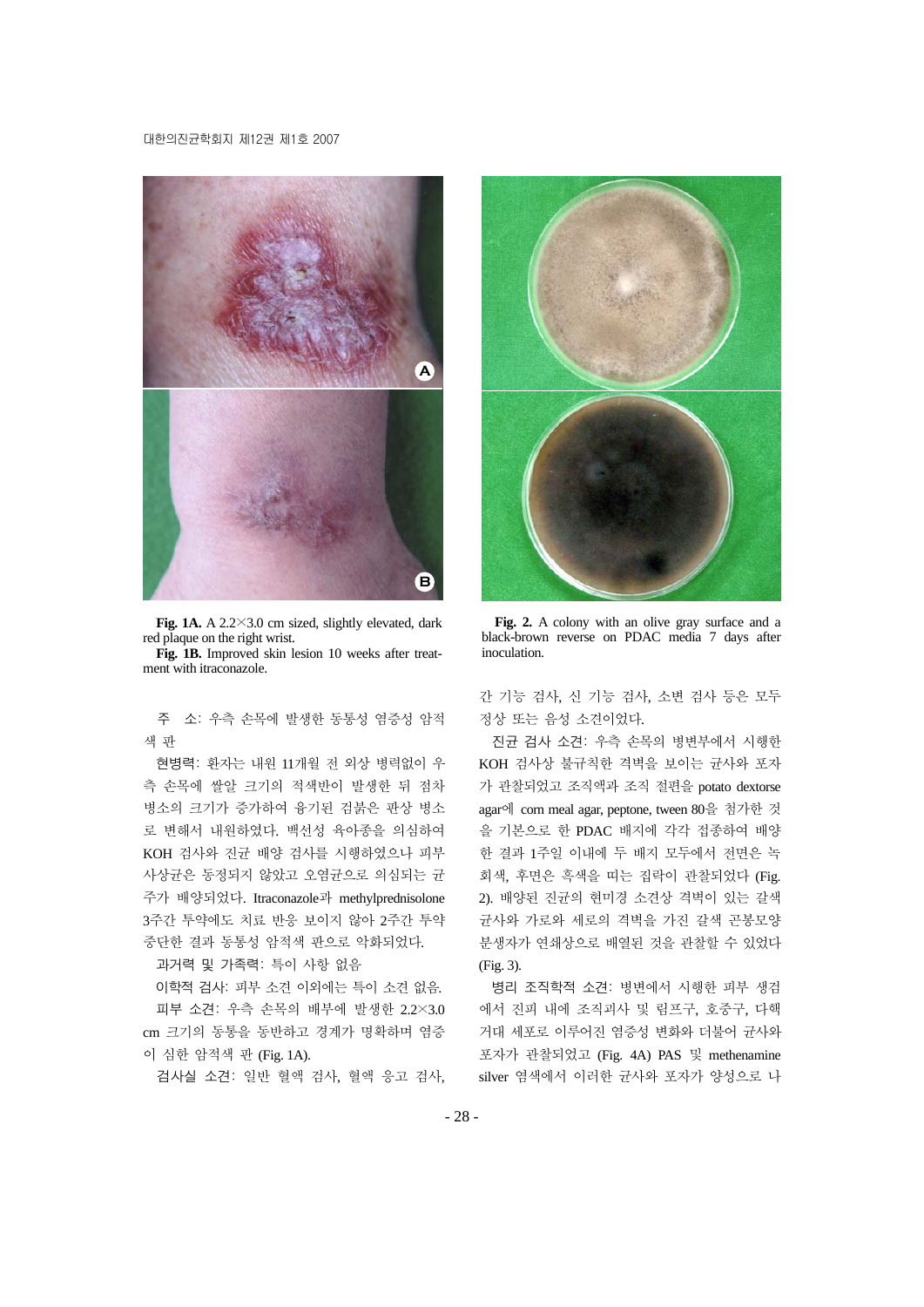**Fig. 1A.** A 2.2×3.0 cm sized, slightly elevated, dark red plaque on the right wrist.

**Fig. 1B.** Improved skin lesion 10 weeks after treatment with itraconazole.

**Fig. 2.** A colony with an olive gray surface and a black-brown reverse on PDAC media 7 days after inoculation.

주 소: 우측 손목에 발생한 동통성 염증성 암적색 판

현병력: 환자는 내원 11개월 전 외상 병력없이 우측 손목에 쌀알 크기의 적색반이 발생한 뒤 점차 병소의 크기가 증가하여 융기된 검붉은 판상 병소로 변해서 내원하였다. 백선성 육아종을 의심하여 KOH 검사와 진균 배양 검사를 시행하였으나 피부사상균은 동정되지 않았고 오염균으로 의심되는 균주가 배양되었다. Itraconazole과 methylprednisolone 3주간 투약에도 치료 반응 보이지 않아 2주간 투약 중단한 결과 동통성 암적색 판으로 악화되었다.

과거력 및 가족력: 특이 사항 없음

이학적 검사: 피부 소견 이외에는 특이 소견 없음.

피부 소견: 우측 손목의 배부에 발생한 2.2×3.0 cm 크기의 동통을 동반하고 경계가 명확하며 염증이 심한 암적색 판 (Fig. 1A).

검사실 소견: 일반 혈액 검사, 혈액 응고 검사, 간 기능 검사, 신 기능 검사, 소변 검사 등은 모두 정상 또는 음성 소견이었다.

진균 검사 소견: 우측 손목의 병변부에서 시행한 KOH 검사상 불규칙한 격벽을 보이는 균사와 포자가 관찰되었고 조직액과 조직 절편을 potato dextorse agar에 corn meal agar, peptone, tween 80을 첨가한 것을 기본으로 한 PDAC 배지에 각각 접종하여 배양한 결과 1주일 이내에 두 배지 모두에서 전면은 녹회색, 후면은 흑색을 띠는 집락이 관찰되었다 (Fig. 2). 배양된 진균의 현미경 소견상 격벽이 있는 갈색 균사와 가로와 세로의 격벽을 가진 갈색 곤봉모양 분생자가 연쇄상으로 배열된 것을 관찰할 수 있었다 (Fig. 3).

병리 조직학적 소견: 병변에서 시행한 피부 생검에서 진피 내에 조직괴사 및 림프구, 호중구, 다핵 거대 세포로 이루어진 염증성 변화와 더불어 균사와 포자가 관찰되었고 (Fig. 4A) PAS 및 methenamine silver 염색에서 이러한 균사와 포자가 양성으로 나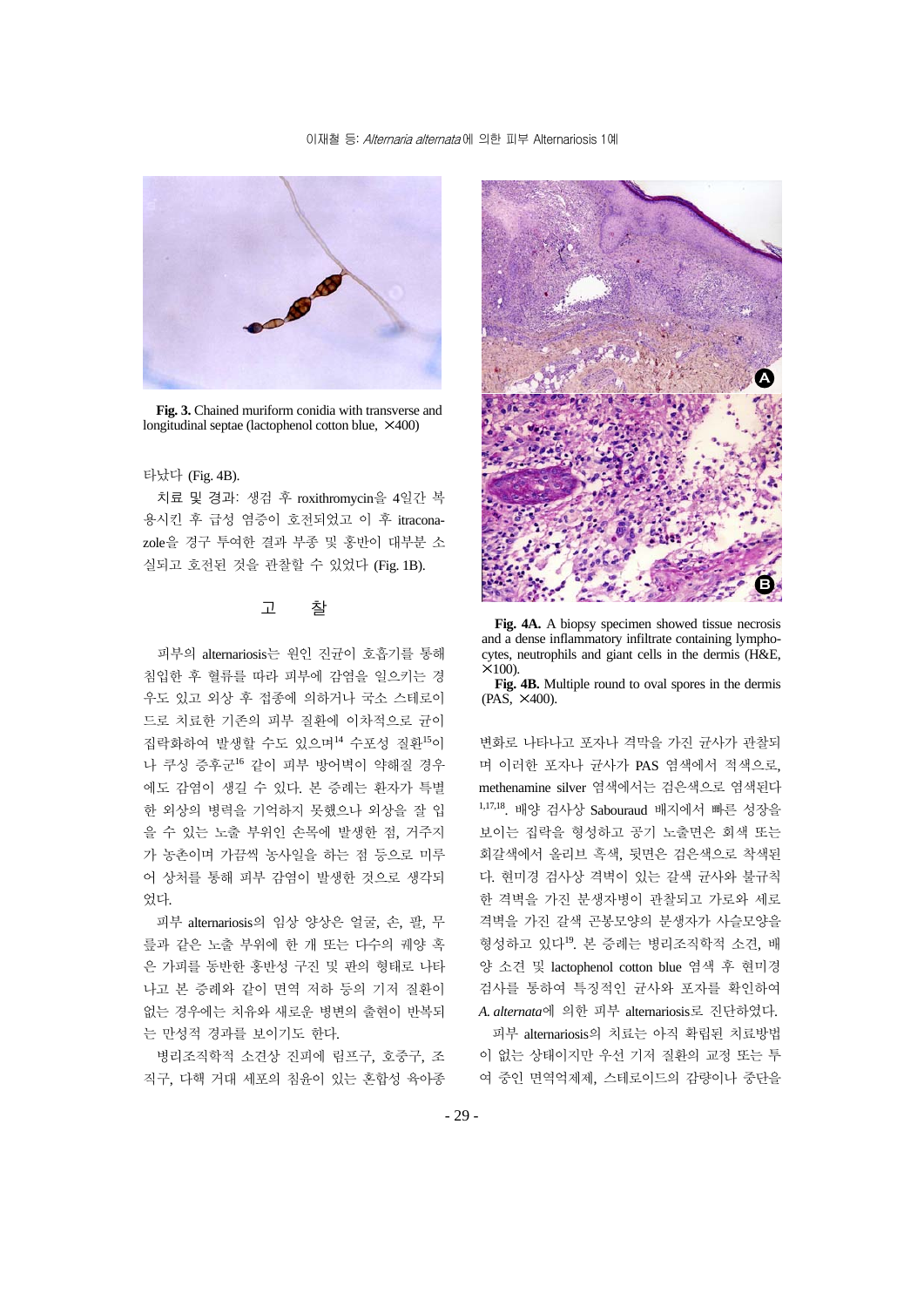**Fig. 3.** Chained muriform conidia with transverse and longitudinal septae (lactophenol cotton blue, ×400)

타났다 (Fig. 4B).

치료 및 경과: 생검 후 roxithromycin을 4일간 복용시킨 후 급성 염증이 호전되었고 이 후 itraconazole을 경구 투여한 결과 부종 및 홍반이 대부분 소실되고 호전된 것을 관찰할 수 있었다 (Fig. 1B).

## 고 찰

피부의 alternariosis는 원인 진균이 호흡기를 통해 침입한 후 혈류를 따라 피부에 감염을 일으키는 경우도 있고 외상 후 접종에 의하거나 국소 스테로이드로 치료한 기존의 피부 질환에 이차적으로 균이 집락화하여 발생할 수도 있으며[14] 수포성 질환[15]이나 쿠싱 증후군[16] 같이 피부 방어벽이 약해질 경우에도 감염이 생길 수 있다. 본 증례는 환자가 특별한 외상의 병력을 기억하지 못했으나 외상을 잘 입을 수 있는 노출 부위인 손목에 발생한 점, 거주지가 농촌이며 가끔씩 농사일을 하는 점 등으로 미루어 상처를 통해 피부 감염이 발생한 것으로 생각되었다.

피부 alternariosis의 임상 양상은 얼굴, 손, 팔, 무릎과 같은 노출 부위에 한 개 또는 다수의 궤양 혹은 가피를 동반한 홍반성 구진 및 판의 형태로 나타나고 본 증례와 같이 면역 저하 등의 기저 질환이 없는 경우에는 치유와 새로운 병변의 출현이 반복되는 만성적 경과를 보이기도 한다.

병리조직학적 소견상 진피에 림프구, 호중구, 조직구, 다핵 거대 세포의 침윤이 있는 혼합성 육아종 변화로 나타나고 포자나 격막을 가진 균사가 관찰되며 이러한 포자나 균사가 PAS 염색에서 적색으로, methenamine silver 염색에서는 검은색으로 염색된다[1,17,18]. 배양 검사상 Sabouraud 배지에서 빠른 성장을 보이는 집락을 형성하고 공기 노출면은 회색 또는 회갈색에서 올리브 흑색, 뒷면은 검은색으로 착색된다. 현미경 검사상 격벽이 있는 갈색 균사와 불규칙한 격벽을 가진 분생자병이 관찰되고 가로와 세로 격벽을 가진 갈색 곤봉모양의 분생자가 사슬모양을 형성하고 있다[19]. 본 증례는 병리조직학적 소견, 배양 소견 및 lactophenol cotton blue 염색 후 현미경 검사를 통하여 특징적인 균사와 포자를 확인하여 *A. alternata*에 의한 피부 alternariosis로 진단하였다.

피부 alternariosis의 치료는 아직 확립된 치료방법이 없는 상태이지만 우선 기저 질환의 교정 또는 투여 중인 면역억제제, 스테로이드의 감량이나 중단을

**Fig. 4A.** A biopsy specimen showed tissue necrosis and a dense inflammatory infiltrate containing lymphocytes, neutrophils and giant cells in the dermis (H&E, ×100).

**Fig. 4B.** Multiple round to oval spores in the dermis (PAS, ×400).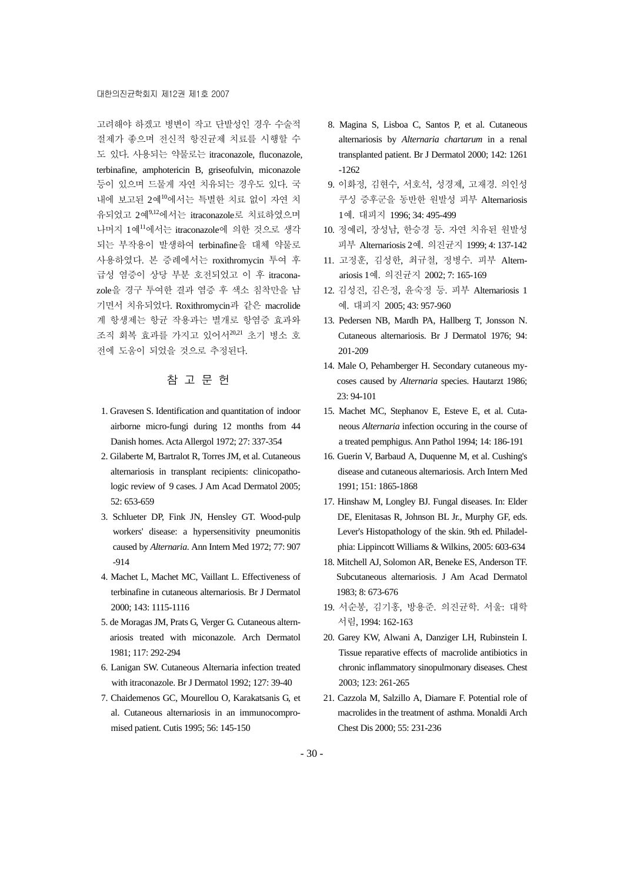고려해야 하겠고 병변이 작고 단발성인 경우 수술적 절제가 좋으며 전신적 항진균제 치료를 시행할 수도 있다. 사용되는 약물로는 itraconazole, fluconazole, terbinafine, amphotericin B, griseofulvin, miconazole 등이 있으며 드물게 자연 치유되는 경우도 있다. 국내에 보고된 2예[10]에서는 특별한 치료 없이 자연 치유되었고 2예[9,12]에서는 itraconazole로 치료하였으며 나머지 1예[11]에서는 itraconazole에 의한 것으로 생각되는 부작용이 발생하여 terbinafine을 대체 약물로 사용하였다. 본 증례에서는 roxithromycin 투여 후 급성 염증이 상당 부분 호전되었고 이 후 itraconazole을 경구 투여한 결과 염증 후 색소 침착만을 남기면서 치유되었다. Roxithromycin과 같은 macrolide계 항생제는 항균 작용과는 별개로 항염증 효과와 조직 회복 효과를 가지고 있어서[20,21] 초기 병소 호전에 도움이 되었을 것으로 추정된다.

## 참 고 문 헌

1. Gravesen S. Identification and quantitation of indoor airborne micro-fungi during 12 months from 44 Danish homes. Acta Allergol 1972; 27: 337-354
2. Gilaberte M, Bartralot R, Torres JM, et al. Cutaneous alternariosis in transplant recipients: clinicopathologic review of 9 cases. J Am Acad Dermatol 2005; 52: 653-659
3. Schlueter DP, Fink JN, Hensley GT. Wood-pulp workers' disease: a hypersensitivity pneumonitis caused by *Alternaria*. Ann Intern Med 1972; 77: 907-914
4. Machet L, Machet MC, Vaillant L. Effectiveness of terbinafine in cutaneous alternariosis. Br J Dermatol 2000; 143: 1115-1116
5. de Moragas JM, Prats G, Verger G. Cutaneous alternariosis treated with miconazole. Arch Dermatol 1981; 117: 292-294
6. Lanigan SW. Cutaneous Alternaria infection treated with itraconazole. Br J Dermatol 1992; 127: 39-40
7. Chaidemenos GC, Mourellou O, Karakatsanis G, et al. Cutaneous alternariosis in an immunocompromised patient. Cutis 1995; 56: 145-150
8. Magina S, Lisboa C, Santos P, et al. Cutaneous alternariosis by *Alternaria chartarum* in a renal transplanted patient. Br J Dermatol 2000; 142: 1261-1262
9. 이화정, 김현수, 서호석, 성경제, 고재경. 의인성 쿠싱 증후군을 동반한 원발성 피부 Alternariosis 1예. 대피지 1996; 34: 495-499
10. 정예리, 장성남, 한승경 등. 자연 치유된 원발성 피부 Alternariosis 2예. 의진균지 1999; 4: 137-142
11. 고정훈, 김성한, 최규철, 정병수. 피부 Alternariosis 1예. 의진균지 2002; 7: 165-169
12. 김성진, 김은정, 윤숙정 등. 피부 Alternariosis 1예. 대피지 2005; 43: 957-960
13. Pedersen NB, Mardh PA, Hallberg T, Jonsson N. Cutaneous alternariosis. Br J Dermatol 1976; 94: 201-209
14. Male O, Pehamberger H. Secondary cutaneous mycoses caused by *Alternaria* species. Hautarzt 1986; 23: 94-101
15. Machet MC, Stephanov E, Esteve E, et al. Cutaneous *Alternaria* infection occuring in the course of a treated pemphigus. Ann Pathol 1994; 14: 186-191
16. Guerin V, Barbaud A, Duquenne M, et al. Cushing's disease and cutaneous alternariosis. Arch Intern Med 1991; 151: 1865-1868
17. Hinshaw M, Longley BJ. Fungal diseases. In: Elder DE, Elenitasas R, Johnson BL Jr., Murphy GF, eds. Lever's Histopathology of the skin. 9th ed. Philadelphia: Lippincott Williams & Wilkins, 2005: 603-634
18. Mitchell AJ, Solomon AR, Beneke ES, Anderson TF. Subcutaneous alternariosis. J Am Acad Dermatol 1983; 8: 673-676
19. 서순봉, 김기홍, 방용준. 의진균학. 서울: 대학서림, 1994: 162-163
20. Garey KW, Alwani A, Danziger LH, Rubinstein I. Tissue reparative effects of macrolide antibiotics in chronic inflammatory sinopulmonary diseases. Chest 2003; 123: 261-265
21. Cazzola M, Salzillo A, Diamare F. Potential role of macrolides in the treatment of asthma. Monaldi Arch Chest Dis 2000; 55: 231-236